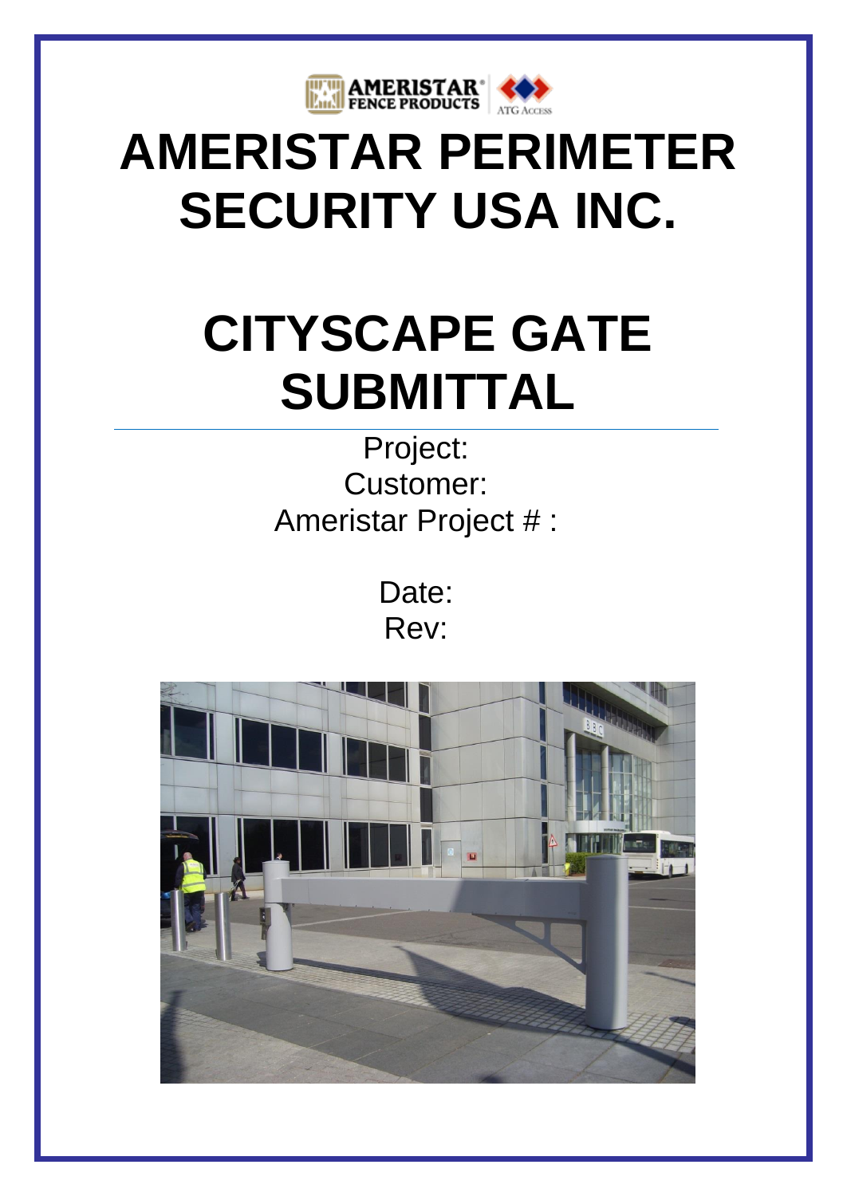# AMERISTAR PERIMETER SECURITY USA INC.

# CITYSCAPE GATE SUBMITTAL

Project:
Customer:
Ameristar Project # :

Date:
Rev: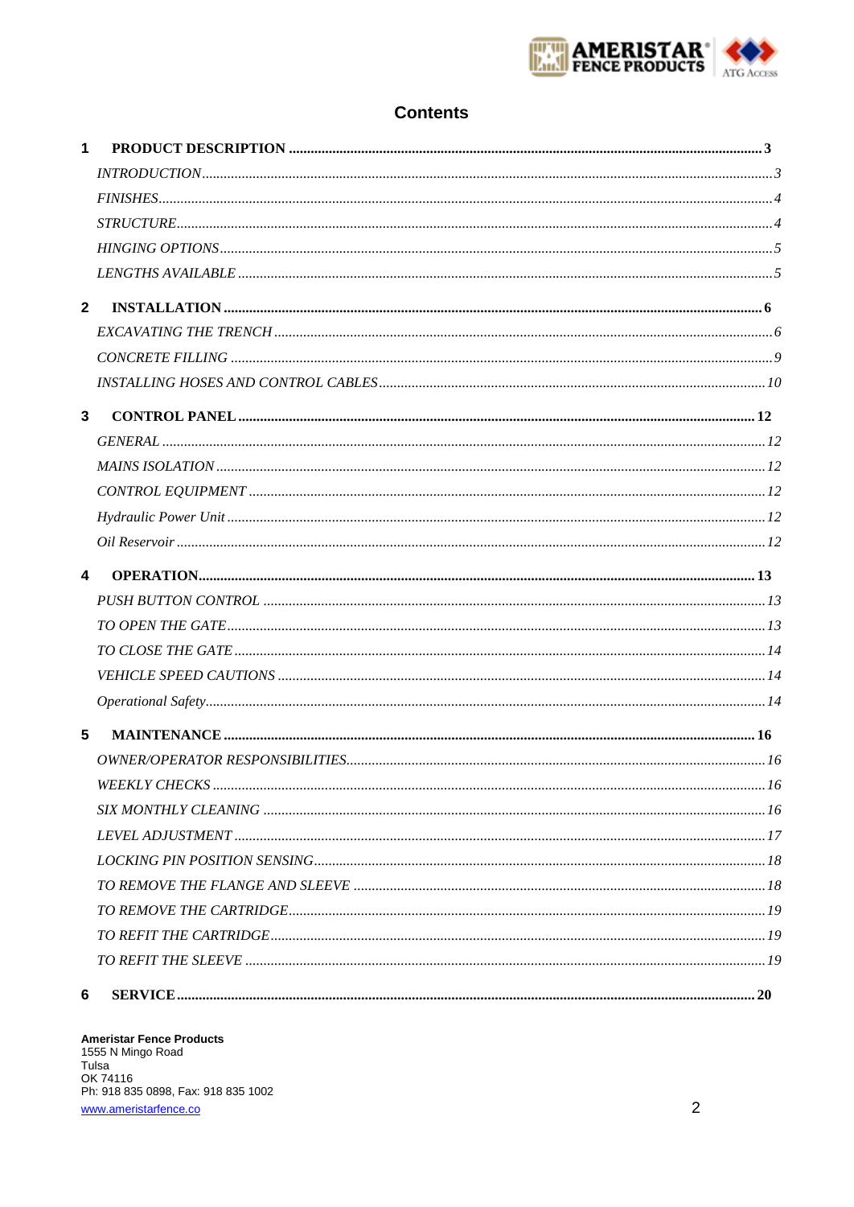# Contents

**1 PRODUCT DESCRIPTION** ................................................ **3**

*INTRODUCTION* ................................................ *3*

*FINISHES* ................................................ *4*

*STRUCTURE* ................................................ *4*

*HINGING OPTIONS* ................................................ *5*

*LENGTHS AVAILABLE* ................................................ *5*

**2 INSTALLATION** ................................................ **6**

*EXCAVATING THE TRENCH* ................................................ *6*

*CONCRETE FILLING* ................................................ *9*

*INSTALLING HOSES AND CONTROL CABLES* ................................................ *10*

**3 CONTROL PANEL** ................................................ **12**

*GENERAL* ................................................ *12*

*MAINS ISOLATION* ................................................ *12*

*CONTROL EQUIPMENT* ................................................ *12*

*Hydraulic Power Unit* ................................................ *12*

*Oil Reservoir* ................................................ *12*

**4 OPERATION** ................................................ **13**

*PUSH BUTTON CONTROL* ................................................ *13*

*TO OPEN THE GATE* ................................................ *13*

*TO CLOSE THE GATE* ................................................ *14*

*VEHICLE SPEED CAUTIONS* ................................................ *14*

*Operational Safety* ................................................ *14*

**5 MAINTENANCE** ................................................ **16**

*OWNER/OPERATOR RESPONSIBILITIES* ................................................ *16*

*WEEKLY CHECKS* ................................................ *16*

*SIX MONTHLY CLEANING* ................................................ *16*

*LEVEL ADJUSTMENT* ................................................ *17*

*LOCKING PIN POSITION SENSING* ................................................ *18*

*TO REMOVE THE FLANGE AND SLEEVE* ................................................ *18*

*TO REMOVE THE CARTRIDGE* ................................................ *19*

*TO REFIT THE CARTRIDGE* ................................................ *19*

*TO REFIT THE SLEEVE* ................................................ *19*

**6 SERVICE** ................................................ **20**

**Ameristar Fence Products**
1555 N Mingo Road
Tulsa
OK 74116
Ph: 918 835 0898, Fax: 918 835 1002
www.ameristarfence.co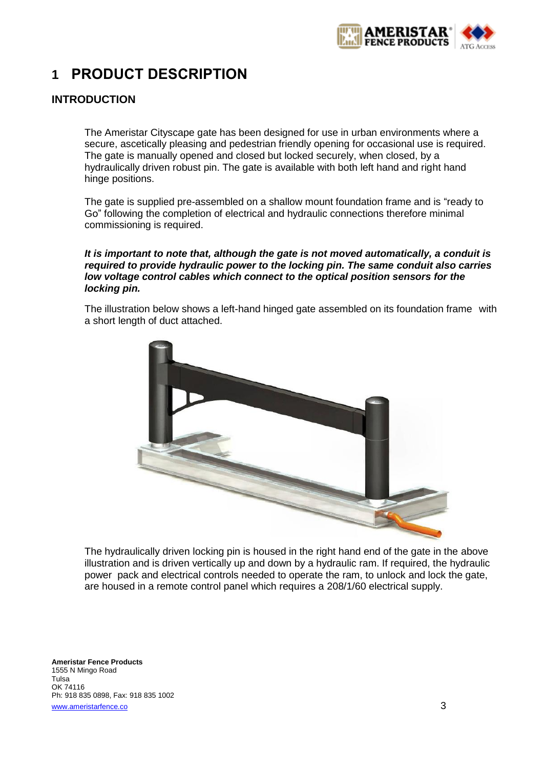# 1 PRODUCT DESCRIPTION

## INTRODUCTION

The Ameristar Cityscape gate has been designed for use in urban environments where a secure, ascetically pleasing and pedestrian friendly opening for occasional use is required. The gate is manually opened and closed but locked securely, when closed, by a hydraulically driven robust pin. The gate is available with both left hand and right hand hinge positions.

The gate is supplied pre-assembled on a shallow mount foundation frame and is "ready to Go" following the completion of electrical and hydraulic connections therefore minimal commissioning is required.

***It is important to note that, although the gate is not moved automatically, a conduit is required to provide hydraulic power to the locking pin. The same conduit also carries low voltage control cables which connect to the optical position sensors for the locking pin.***

The illustration below shows a left-hand hinged gate assembled on its foundation frame with a short length of duct attached.

The hydraulically driven locking pin is housed in the right hand end of the gate in the above illustration and is driven vertically up and down by a hydraulic ram. If required, the hydraulic power pack and electrical controls needed to operate the ram, to unlock and lock the gate, are housed in a remote control panel which requires a 208/1/60 electrical supply.

**Ameristar Fence Products**
1555 N Mingo Road
Tulsa
OK 74116
Ph: 918 835 0898, Fax: 918 835 1002
www.ameristarfence.co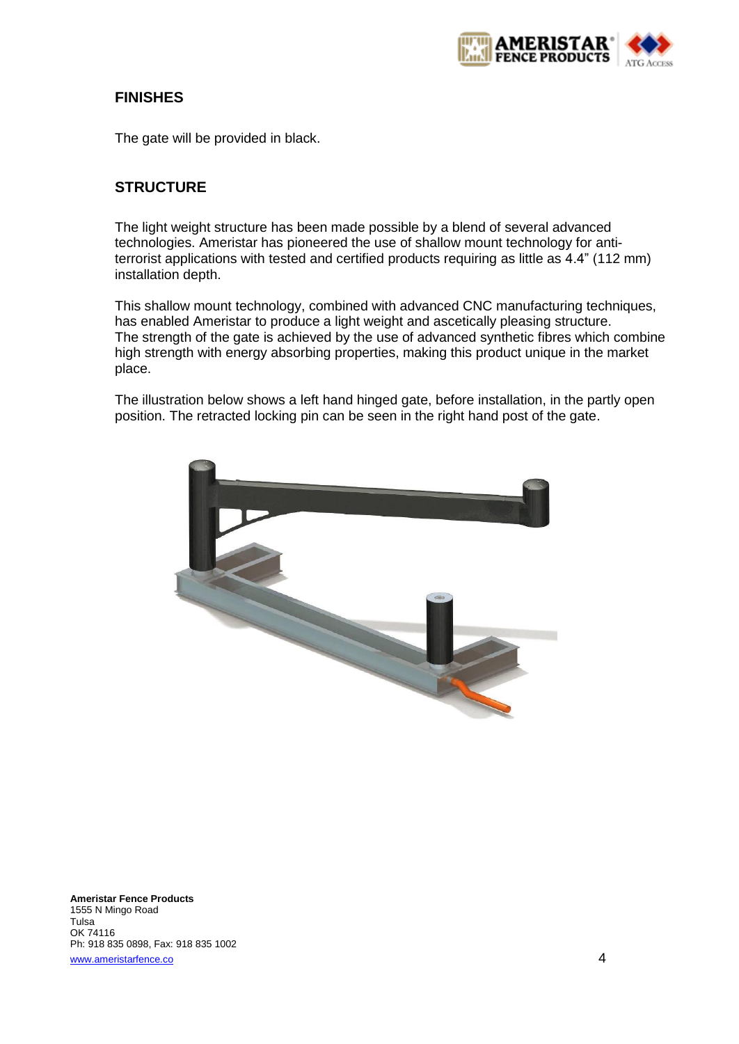## FINISHES

The gate will be provided in black.

## STRUCTURE

The light weight structure has been made possible by a blend of several advanced technologies. Ameristar has pioneered the use of shallow mount technology for anti-terrorist applications with tested and certified products requiring as little as 4.4" (112 mm) installation depth.

This shallow mount technology, combined with advanced CNC manufacturing techniques, has enabled Ameristar to produce a light weight and ascetically pleasing structure. The strength of the gate is achieved by the use of advanced synthetic fibres which combine high strength with energy absorbing properties, making this product unique in the market place.

The illustration below shows a left hand hinged gate, before installation, in the partly open position. The retracted locking pin can be seen in the right hand post of the gate.

**Ameristar Fence Products**
1555 N Mingo Road
Tulsa
OK 74116
Ph: 918 835 0898, Fax: 918 835 1002
www.ameristarfence.co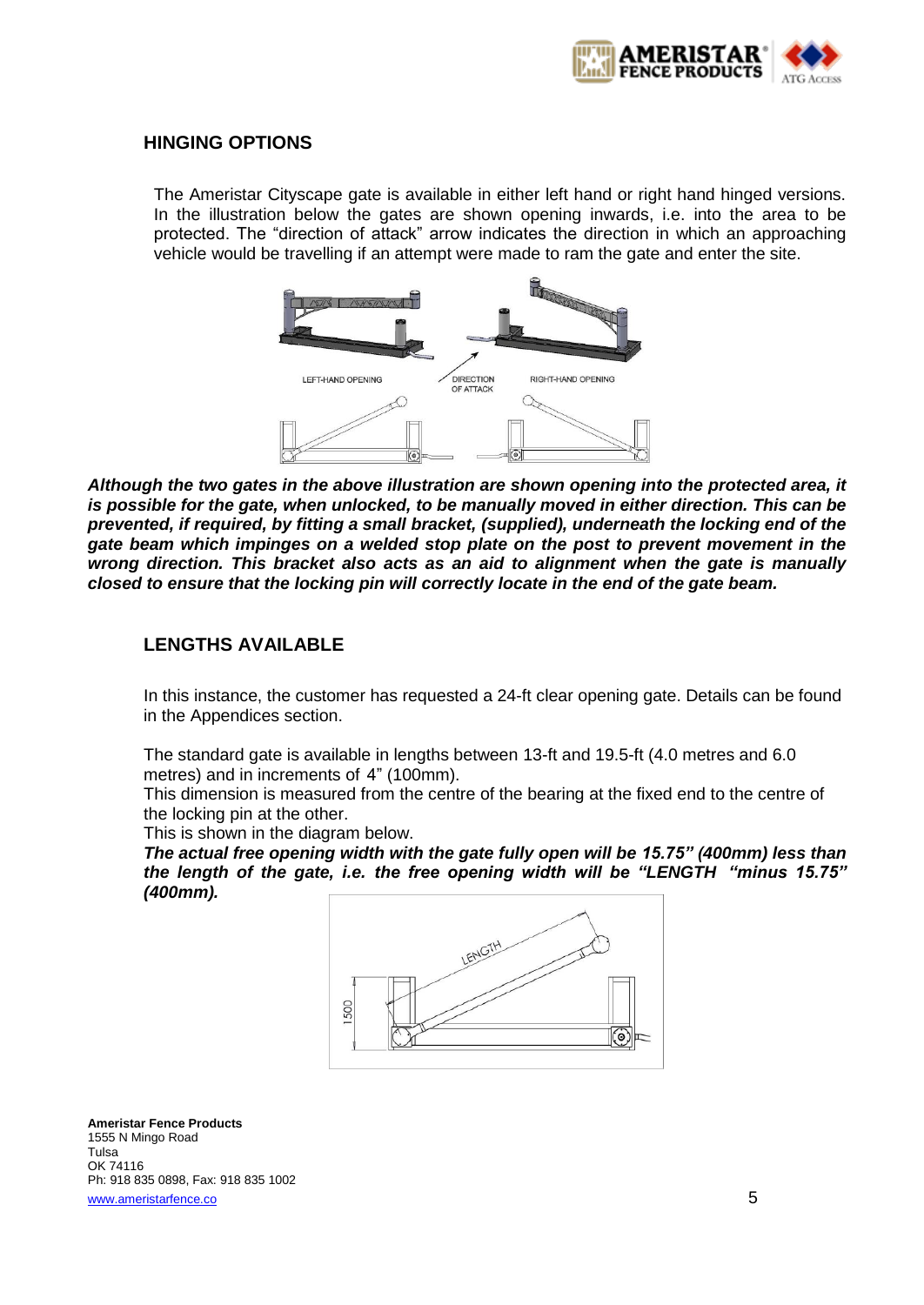## HINGING OPTIONS

The Ameristar Cityscape gate is available in either left hand or right hand hinged versions. In the illustration below the gates are shown opening inwards, i.e. into the area to be protected. The "direction of attack" arrow indicates the direction in which an approaching vehicle would be travelling if an attempt were made to ram the gate and enter the site.

LEFT-HAND OPENING

DIRECTION OF ATTACK

RIGHT-HAND OPENING

***Although the two gates in the above illustration are shown opening into the protected area, it is possible for the gate, when unlocked, to be manually moved in either direction. This can be prevented, if required, by fitting a small bracket, (supplied), underneath the locking end of the gate beam which impinges on a welded stop plate on the post to prevent movement in the wrong direction. This bracket also acts as an aid to alignment when the gate is manually closed to ensure that the locking pin will correctly locate in the end of the gate beam.***

## LENGTHS AVAILABLE

In this instance, the customer has requested a 24-ft clear opening gate. Details can be found in the Appendices section.

The standard gate is available in lengths between 13-ft and 19.5-ft (4.0 metres and 6.0 metres) and in increments of 4" (100mm).
This dimension is measured from the centre of the bearing at the fixed end to the centre of the locking pin at the other.
This is shown in the diagram below.
***The actual free opening width with the gate fully open will be 15.75" (400mm) less than the length of the gate, i.e. the free opening width will be "LENGTH "minus 15.75" (400mm).***

LENGTH

1500

**Ameristar Fence Products**
1555 N Mingo Road
Tulsa
OK 74116
Ph: 918 835 0898, Fax: 918 835 1002
www.ameristarfence.co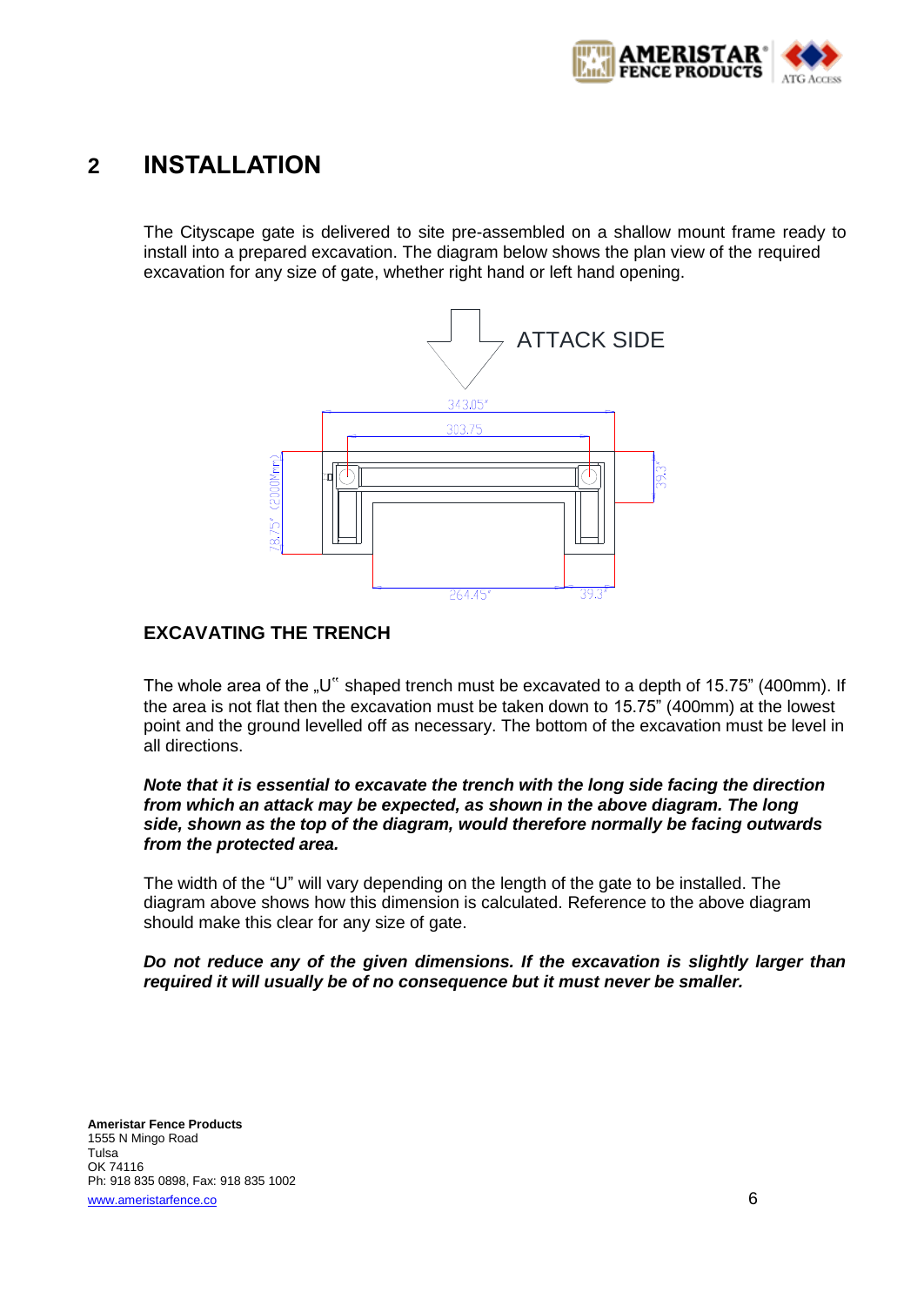# 2 INSTALLATION

The Cityscape gate is delivered to site pre-assembled on a shallow mount frame ready to install into a prepared excavation. The diagram below shows the plan view of the required excavation for any size of gate, whether right hand or left hand opening.

ATTACK SIDE

343.05"

303.75

78.75" (2000Mm)

39.3"

264.45"

39.3"

## EXCAVATING THE TRENCH

The whole area of the „U" shaped trench must be excavated to a depth of 15.75" (400mm). If the area is not flat then the excavation must be taken down to 15.75" (400mm) at the lowest point and the ground levelled off as necessary. The bottom of the excavation must be level in all directions.

***Note that it is essential to excavate the trench with the long side facing the direction from which an attack may be expected, as shown in the above diagram. The long side, shown as the top of the diagram, would therefore normally be facing outwards from the protected area.***

The width of the "U" will vary depending on the length of the gate to be installed. The diagram above shows how this dimension is calculated. Reference to the above diagram should make this clear for any size of gate.

***Do not reduce any of the given dimensions. If the excavation is slightly larger than required it will usually be of no consequence but it must never be smaller.***

**Ameristar Fence Products**
1555 N Mingo Road
Tulsa
OK 74116
Ph: 918 835 0898, Fax: 918 835 1002
www.ameristarfence.co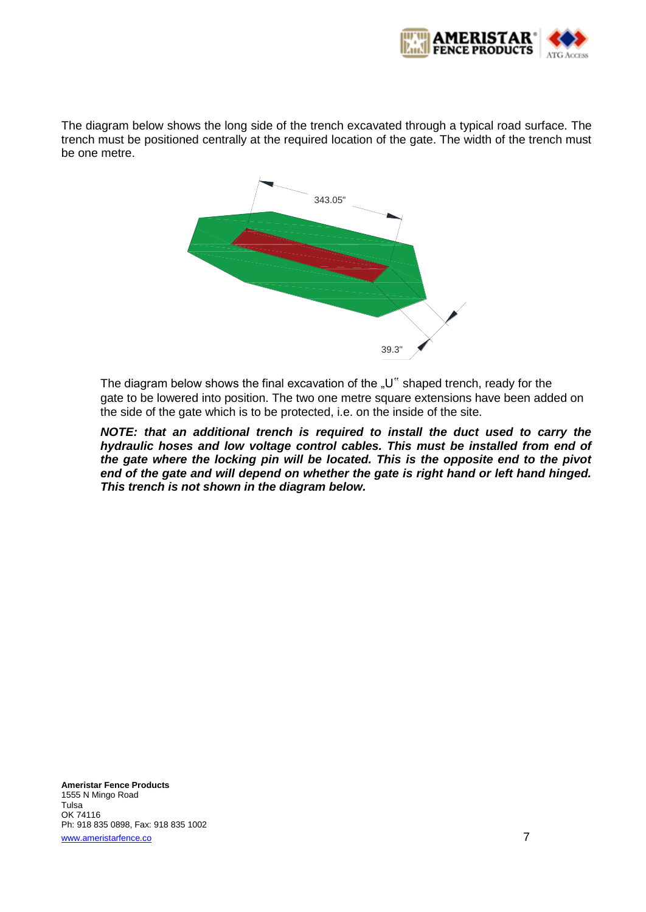The diagram below shows the long side of the trench excavated through a typical road surface. The trench must be positioned centrally at the required location of the gate. The width of the trench must be one metre.

343.05"

39.3"

The diagram below shows the final excavation of the „U" shaped trench, ready for the gate to be lowered into position. The two one metre square extensions have been added on the side of the gate which is to be protected, i.e. on the inside of the site.

***NOTE: that an additional trench is required to install the duct used to carry the hydraulic hoses and low voltage control cables. This must be installed from end of the gate where the locking pin will be located. This is the opposite end to the pivot end of the gate and will depend on whether the gate is right hand or left hand hinged. This trench is not shown in the diagram below.***

**Ameristar Fence Products**
1555 N Mingo Road
Tulsa
OK 74116
Ph: 918 835 0898, Fax: 918 835 1002
www.ameristarfence.co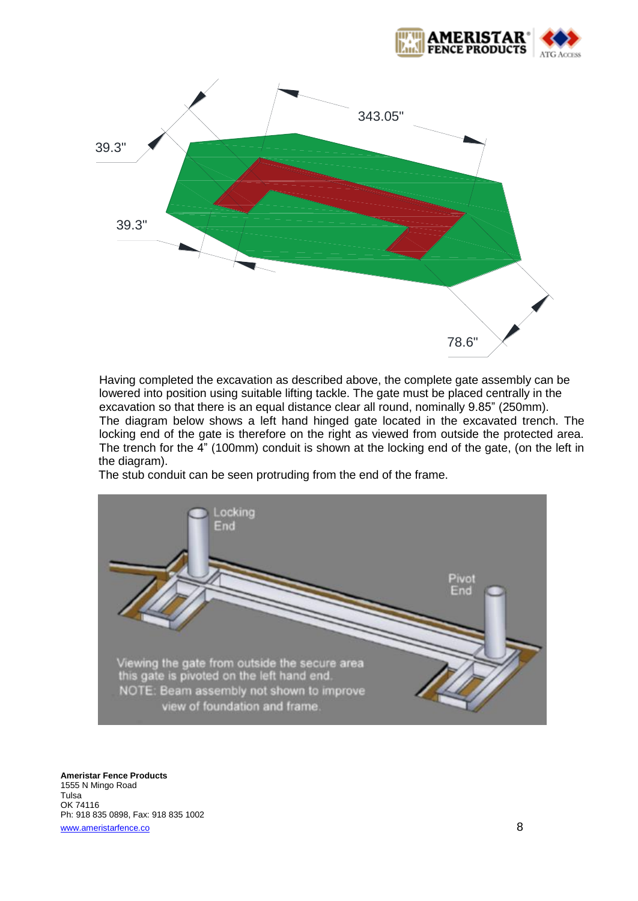Having completed the excavation as described above, the complete gate assembly can be lowered into position using suitable lifting tackle. The gate must be placed centrally in the excavation so that there is an equal distance clear all round, nominally 9.85” (250mm).

The diagram below shows a left hand hinged gate located in the excavated trench. The locking end of the gate is therefore on the right as viewed from outside the protected area. The trench for the 4” (100mm) conduit is shown at the locking end of the gate, (on the left in the diagram).

The stub conduit can be seen protruding from the end of the frame.

**Ameristar Fence Products**
1555 N Mingo Road
Tulsa
OK 74116
Ph: 918 835 0898, Fax: 918 835 1002
www.ameristarfence.co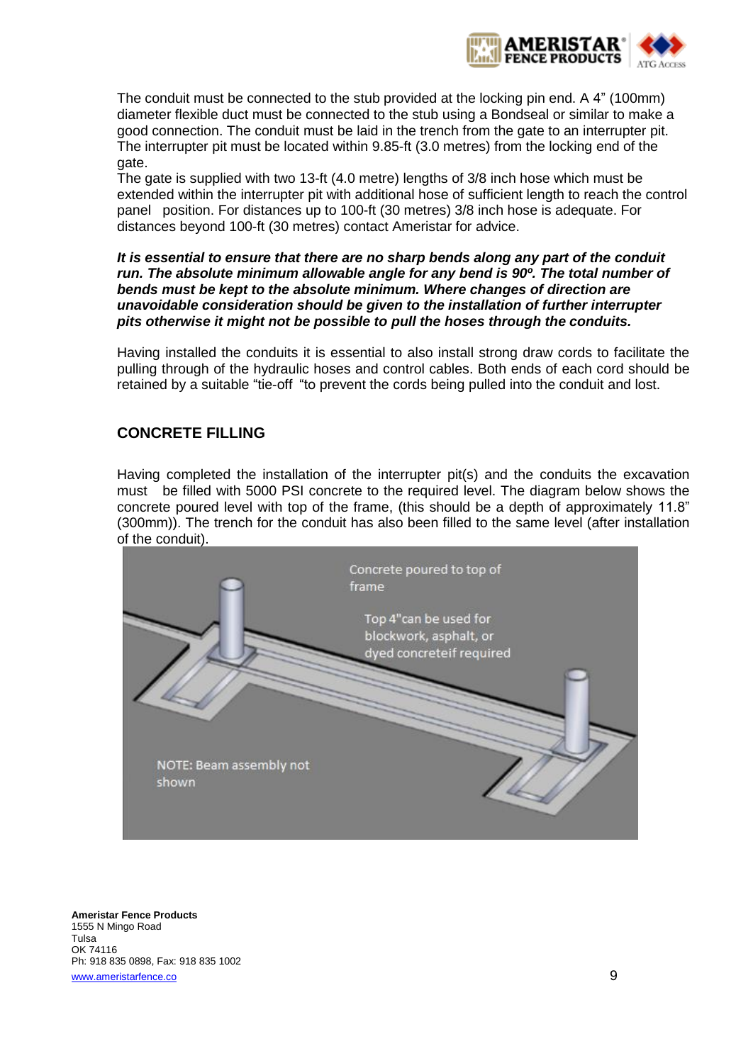The conduit must be connected to the stub provided at the locking pin end. A 4" (100mm) diameter flexible duct must be connected to the stub using a Bondseal or similar to make a good connection. The conduit must be laid in the trench from the gate to an interrupter pit. The interrupter pit must be located within 9.85-ft (3.0 metres) from the locking end of the gate.

The gate is supplied with two 13-ft (4.0 metre) lengths of 3/8 inch hose which must be extended within the interrupter pit with additional hose of sufficient length to reach the control panel position. For distances up to 100-ft (30 metres) 3/8 inch hose is adequate. For distances beyond 100-ft (30 metres) contact Ameristar for advice.

***It is essential to ensure that there are no sharp bends along any part of the conduit run. The absolute minimum allowable angle for any bend is 90º. The total number of bends must be kept to the absolute minimum. Where changes of direction are unavoidable consideration should be given to the installation of further interrupter pits otherwise it might not be possible to pull the hoses through the conduits.***

Having installed the conduits it is essential to also install strong draw cords to facilitate the pulling through of the hydraulic hoses and control cables. Both ends of each cord should be retained by a suitable "tie-off "to prevent the cords being pulled into the conduit and lost.

## CONCRETE FILLING

Having completed the installation of the interrupter pit(s) and the conduits the excavation must be filled with 5000 PSI concrete to the required level. The diagram below shows the concrete poured level with top of the frame, (this should be a depth of approximately 11.8" (300mm)). The trench for the conduit has also been filled to the same level (after installation of the conduit).

Concrete poured to top of frame

Top 4"can be used for blockwork, asphalt, or dyed concreteif required

NOTE: Beam assembly not shown

**Ameristar Fence Products**
1555 N Mingo Road
Tulsa
OK 74116
Ph: 918 835 0898, Fax: 918 835 1002
www.ameristarfence.co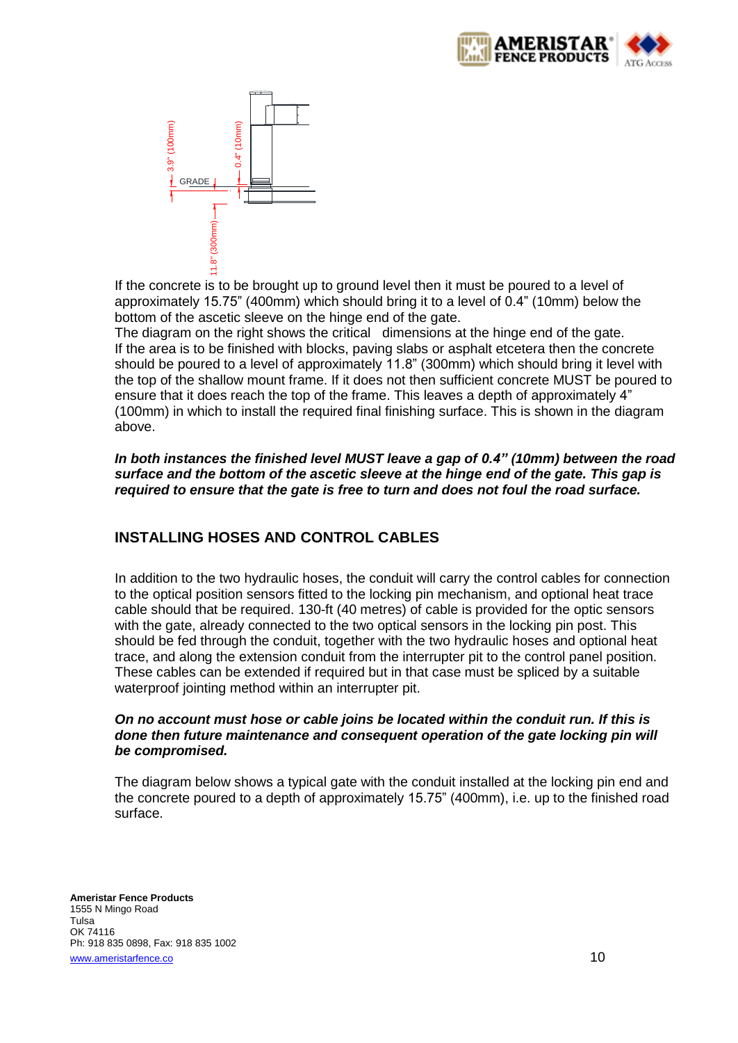If the concrete is to be brought up to ground level then it must be poured to a level of approximately 15.75" (400mm) which should bring it to a level of 0.4" (10mm) below the bottom of the ascetic sleeve on the hinge end of the gate.

The diagram on the right shows the critical dimensions at the hinge end of the gate.

If the area is to be finished with blocks, paving slabs or asphalt etcetera then the concrete should be poured to a level of approximately 11.8" (300mm) which should bring it level with the top of the shallow mount frame. If it does not then sufficient concrete MUST be poured to ensure that it does reach the top of the frame. This leaves a depth of approximately 4" (100mm) in which to install the required final finishing surface. This is shown in the diagram above.

***In both instances the finished level MUST leave a gap of 0.4" (10mm) between the road surface and the bottom of the ascetic sleeve at the hinge end of the gate. This gap is required to ensure that the gate is free to turn and does not foul the road surface.***

## INSTALLING HOSES AND CONTROL CABLES

In addition to the two hydraulic hoses, the conduit will carry the control cables for connection to the optical position sensors fitted to the locking pin mechanism, and optional heat trace cable should that be required. 130-ft (40 metres) of cable is provided for the optic sensors with the gate, already connected to the two optical sensors in the locking pin post. This should be fed through the conduit, together with the two hydraulic hoses and optional heat trace, and along the extension conduit from the interrupter pit to the control panel position. These cables can be extended if required but in that case must be spliced by a suitable waterproof jointing method within an interrupter pit.

***On no account must hose or cable joins be located within the conduit run. If this is done then future maintenance and consequent operation of the gate locking pin will be compromised.***

The diagram below shows a typical gate with the conduit installed at the locking pin end and the concrete poured to a depth of approximately 15.75" (400mm), i.e. up to the finished road surface.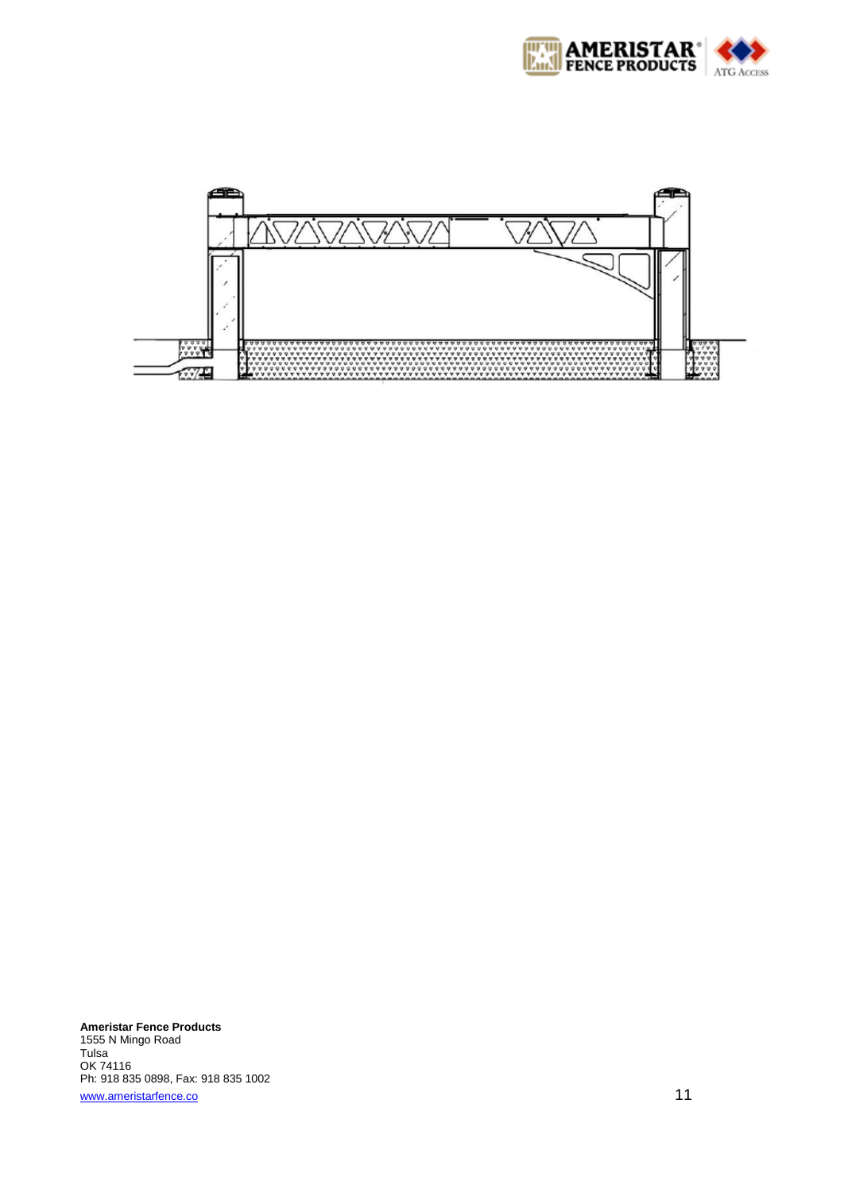**Ameristar Fence Products**
1555 N Mingo Road
Tulsa
OK 74116
Ph: 918 835 0898, Fax: 918 835 1002
www.ameristarfence.co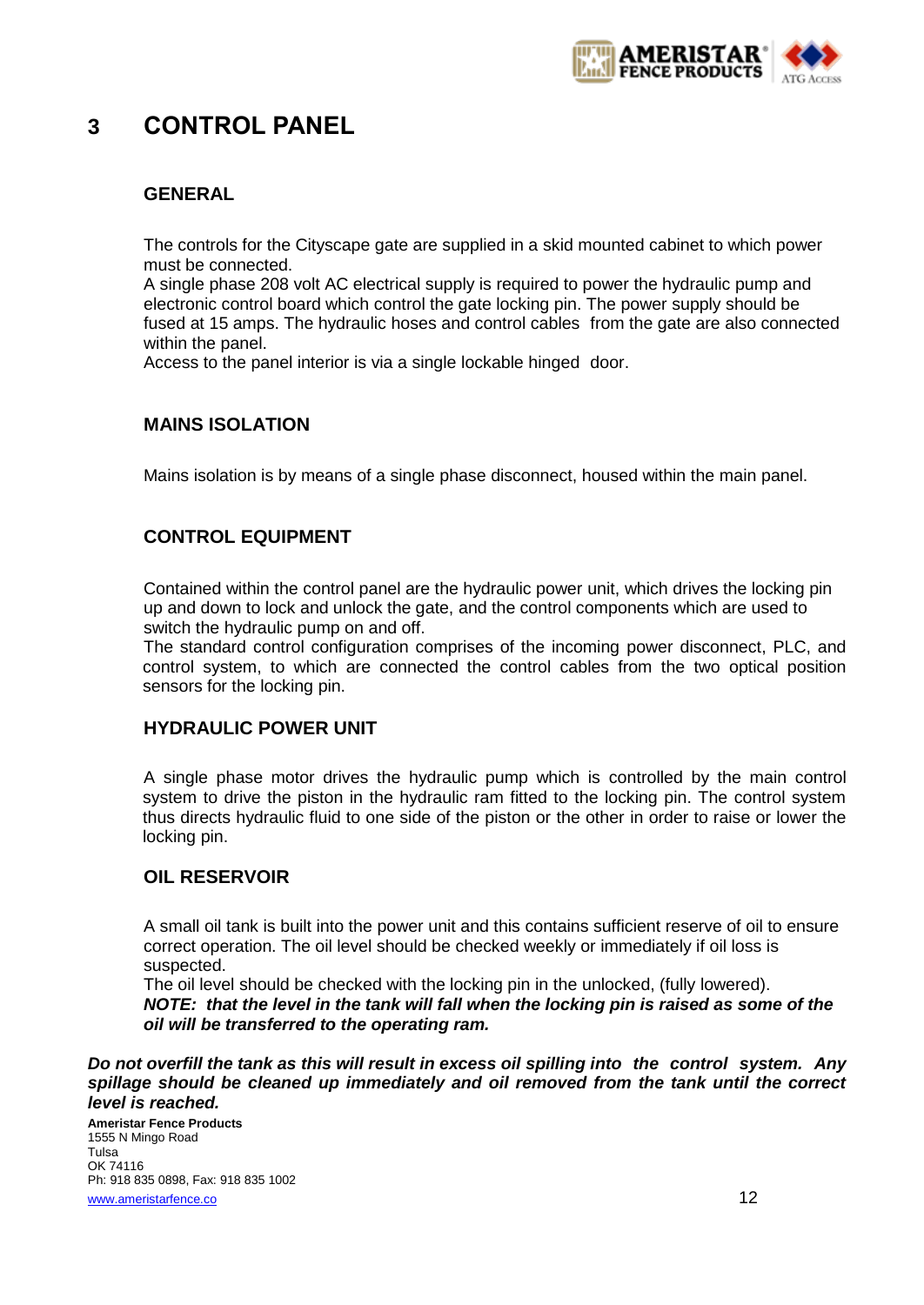# 3 CONTROL PANEL

## GENERAL

The controls for the Cityscape gate are supplied in a skid mounted cabinet to which power must be connected.
A single phase 208 volt AC electrical supply is required to power the hydraulic pump and electronic control board which control the gate locking pin. The power supply should be fused at 15 amps. The hydraulic hoses and control cables from the gate are also connected within the panel.
Access to the panel interior is via a single lockable hinged door.

## MAINS ISOLATION

Mains isolation is by means of a single phase disconnect, housed within the main panel.

## CONTROL EQUIPMENT

Contained within the control panel are the hydraulic power unit, which drives the locking pin up and down to lock and unlock the gate, and the control components which are used to switch the hydraulic pump on and off.
The standard control configuration comprises of the incoming power disconnect, PLC, and control system, to which are connected the control cables from the two optical position sensors for the locking pin.

## HYDRAULIC POWER UNIT

A single phase motor drives the hydraulic pump which is controlled by the main control system to drive the piston in the hydraulic ram fitted to the locking pin. The control system thus directs hydraulic fluid to one side of the piston or the other in order to raise or lower the locking pin.

## OIL RESERVOIR

A small oil tank is built into the power unit and this contains sufficient reserve of oil to ensure correct operation. The oil level should be checked weekly or immediately if oil loss is suspected.
The oil level should be checked with the locking pin in the unlocked, (fully lowered).
***NOTE: that the level in the tank will fall when the locking pin is raised as some of the oil will be transferred to the operating ram.***

***Do not overfill the tank as this will result in excess oil spilling into the control system. Any spillage should be cleaned up immediately and oil removed from the tank until the correct level is reached.***

**Ameristar Fence Products**
1555 N Mingo Road
Tulsa
OK 74116
Ph: 918 835 0898, Fax: 918 835 1002
www.ameristarfence.co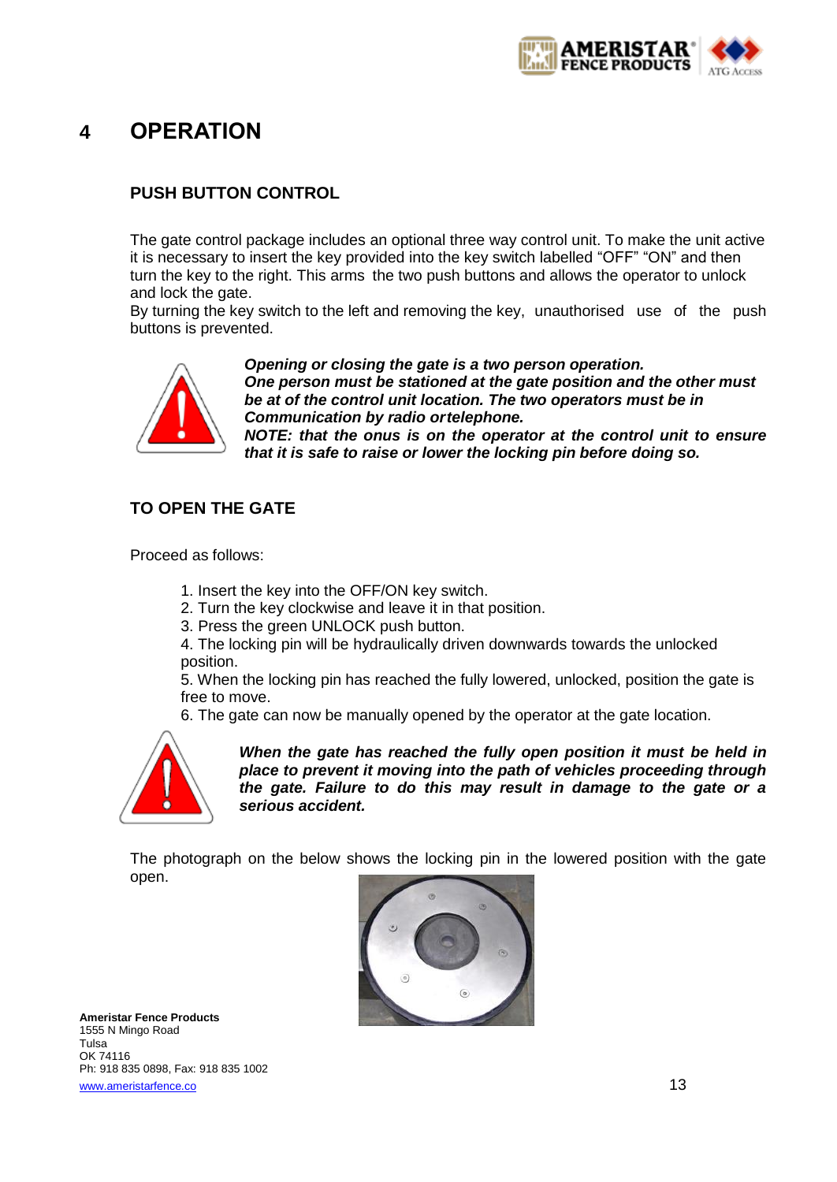# 4 OPERATION

## PUSH BUTTON CONTROL

The gate control package includes an optional three way control unit. To make the unit active it is necessary to insert the key provided into the key switch labelled "OFF" "ON" and then turn the key to the right. This arms the two push buttons and allows the operator to unlock and lock the gate.
By turning the key switch to the left and removing the key, unauthorised use of the push buttons is prevented.

***Opening or closing the gate is a two person operation.***
***One person must be stationed at the gate position and the other must be at of the control unit location. The two operators must be in Communication by radio ortelephone.***
***NOTE: that the onus is on the operator at the control unit to ensure that it is safe to raise or lower the locking pin before doing so.***

## TO OPEN THE GATE

Proceed as follows:

1. Insert the key into the OFF/ON key switch.
2. Turn the key clockwise and leave it in that position.
3. Press the green UNLOCK push button.
4. The locking pin will be hydraulically driven downwards towards the unlocked position.
5. When the locking pin has reached the fully lowered, unlocked, position the gate is free to move.
6. The gate can now be manually opened by the operator at the gate location.

***When the gate has reached the fully open position it must be held in place to prevent it moving into the path of vehicles proceeding through the gate. Failure to do this may result in damage to the gate or a serious accident.***

The photograph on the below shows the locking pin in the lowered position with the gate open.

**Ameristar Fence Products**
1555 N Mingo Road
Tulsa
OK 74116
Ph: 918 835 0898, Fax: 918 835 1002
www.ameristarfence.co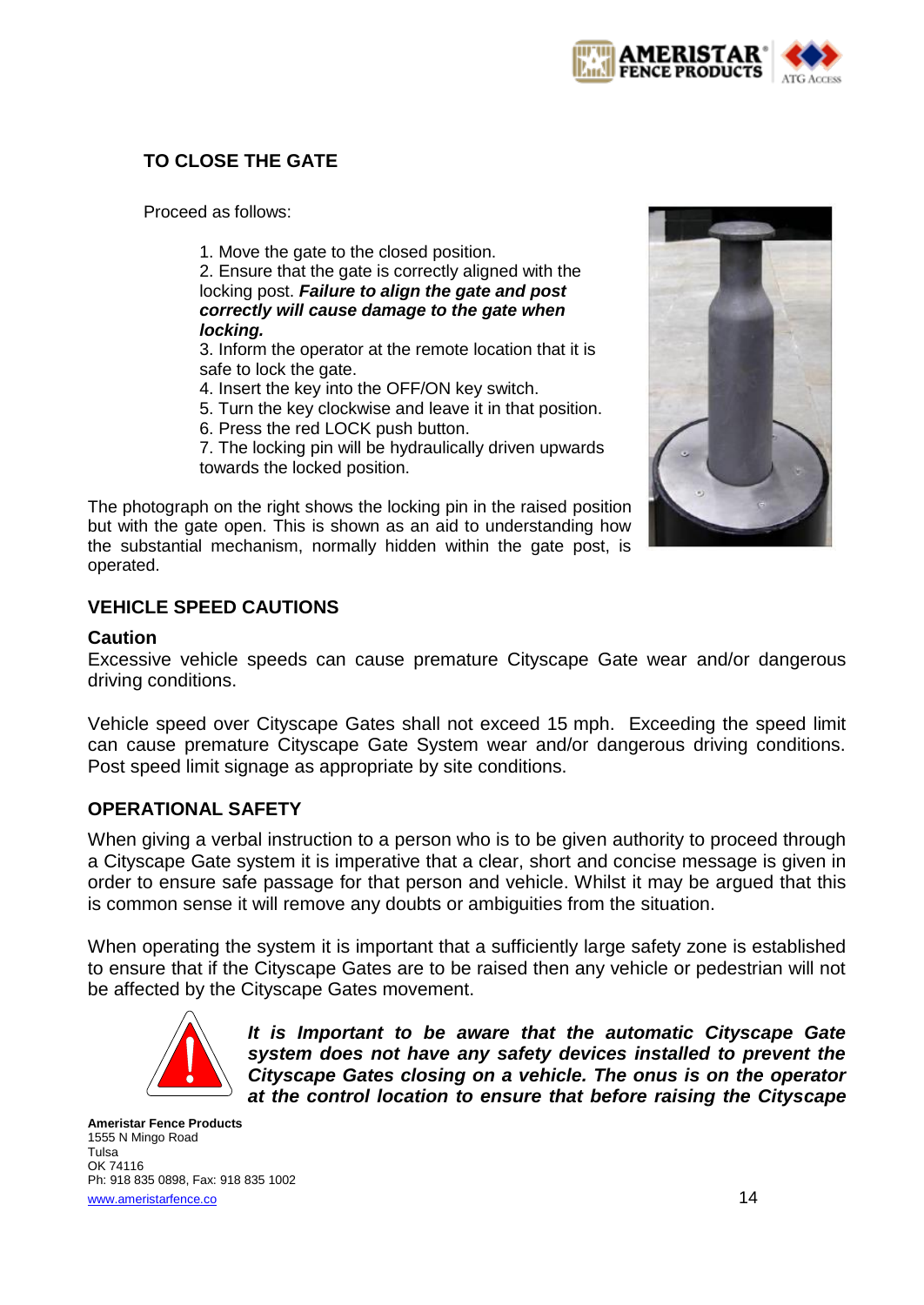## TO CLOSE THE GATE

Proceed as follows:

1. Move the gate to the closed position.
2. Ensure that the gate is correctly aligned with the locking post. ***Failure to align the gate and post correctly will cause damage to the gate when locking.***
3. Inform the operator at the remote location that it is safe to lock the gate.
4. Insert the key into the OFF/ON key switch.
5. Turn the key clockwise and leave it in that position.
6. Press the red LOCK push button.
7. The locking pin will be hydraulically driven upwards towards the locked position.

The photograph on the right shows the locking pin in the raised position but with the gate open. This is shown as an aid to understanding how the substantial mechanism, normally hidden within the gate post, is operated.

## VEHICLE SPEED CAUTIONS

### Caution

Excessive vehicle speeds can cause premature Cityscape Gate wear and/or dangerous driving conditions.

Vehicle speed over Cityscape Gates shall not exceed 15 mph. Exceeding the speed limit can cause premature Cityscape Gate System wear and/or dangerous driving conditions. Post speed limit signage as appropriate by site conditions.

## OPERATIONAL SAFETY

When giving a verbal instruction to a person who is to be given authority to proceed through a Cityscape Gate system it is imperative that a clear, short and concise message is given in order to ensure safe passage for that person and vehicle. Whilst it may be argued that this is common sense it will remove any doubts or ambiguities from the situation.

When operating the system it is important that a sufficiently large safety zone is established to ensure that if the Cityscape Gates are to be raised then any vehicle or pedestrian will not be affected by the Cityscape Gates movement.

***It is Important to be aware that the automatic Cityscape Gate system does not have any safety devices installed to prevent the Cityscape Gates closing on a vehicle. The onus is on the operator at the control location to ensure that before raising the Cityscape***

**Ameristar Fence Products**
1555 N Mingo Road
Tulsa
OK 74116
Ph: 918 835 0898, Fax: 918 835 1002
www.ameristarfence.co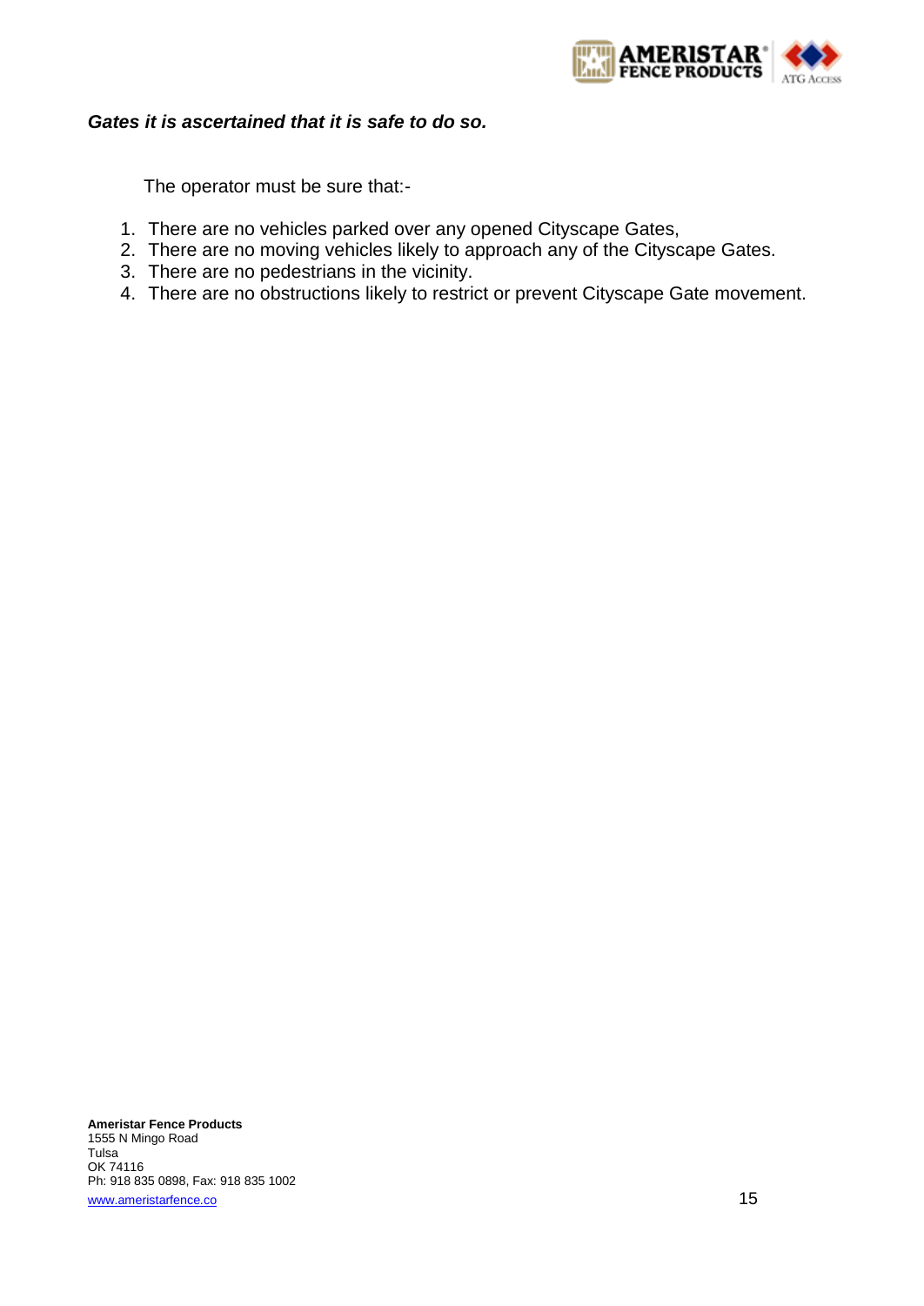***Gates it is ascertained that it is safe to do so.***

The operator must be sure that:-

1. There are no vehicles parked over any opened Cityscape Gates,
2. There are no moving vehicles likely to approach any of the Cityscape Gates.
3. There are no pedestrians in the vicinity.
4. There are no obstructions likely to restrict or prevent Cityscape Gate movement.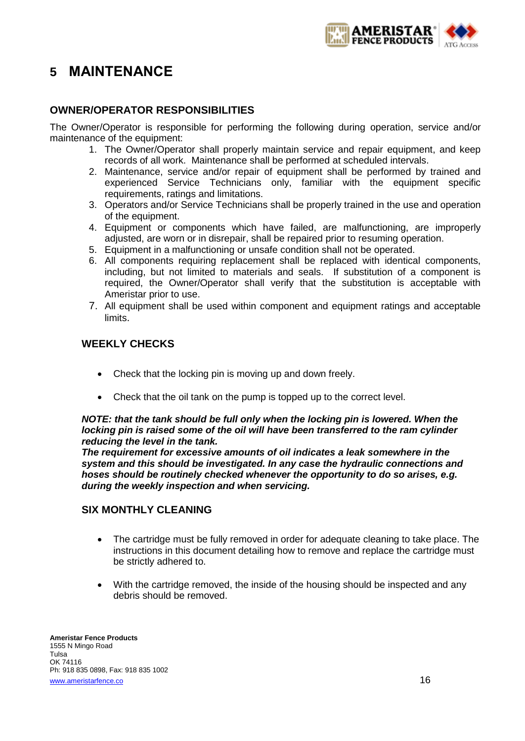# 5 MAINTENANCE

## OWNER/OPERATOR RESPONSIBILITIES

The Owner/Operator is responsible for performing the following during operation, service and/or maintenance of the equipment:

1. The Owner/Operator shall properly maintain service and repair equipment, and keep records of all work. Maintenance shall be performed at scheduled intervals.
2. Maintenance, service and/or repair of equipment shall be performed by trained and experienced Service Technicians only, familiar with the equipment specific requirements, ratings and limitations.
3. Operators and/or Service Technicians shall be properly trained in the use and operation of the equipment.
4. Equipment or components which have failed, are malfunctioning, are improperly adjusted, are worn or in disrepair, shall be repaired prior to resuming operation.
5. Equipment in a malfunctioning or unsafe condition shall not be operated.
6. All components requiring replacement shall be replaced with identical components, including, but not limited to materials and seals. If substitution of a component is required, the Owner/Operator shall verify that the substitution is acceptable with Ameristar prior to use.
7. All equipment shall be used within component and equipment ratings and acceptable limits.

### WEEKLY CHECKS

- Check that the locking pin is moving up and down freely.
- Check that the oil tank on the pump is topped up to the correct level.

***NOTE: that the tank should be full only when the locking pin is lowered. When the locking pin is raised some of the oil will have been transferred to the ram cylinder reducing the level in the tank.***
***The requirement for excessive amounts of oil indicates a leak somewhere in the system and this should be investigated. In any case the hydraulic connections and hoses should be routinely checked whenever the opportunity to do so arises, e.g. during the weekly inspection and when servicing.***

### SIX MONTHLY CLEANING

- The cartridge must be fully removed in order for adequate cleaning to take place. The instructions in this document detailing how to remove and replace the cartridge must be strictly adhered to.
- With the cartridge removed, the inside of the housing should be inspected and any debris should be removed.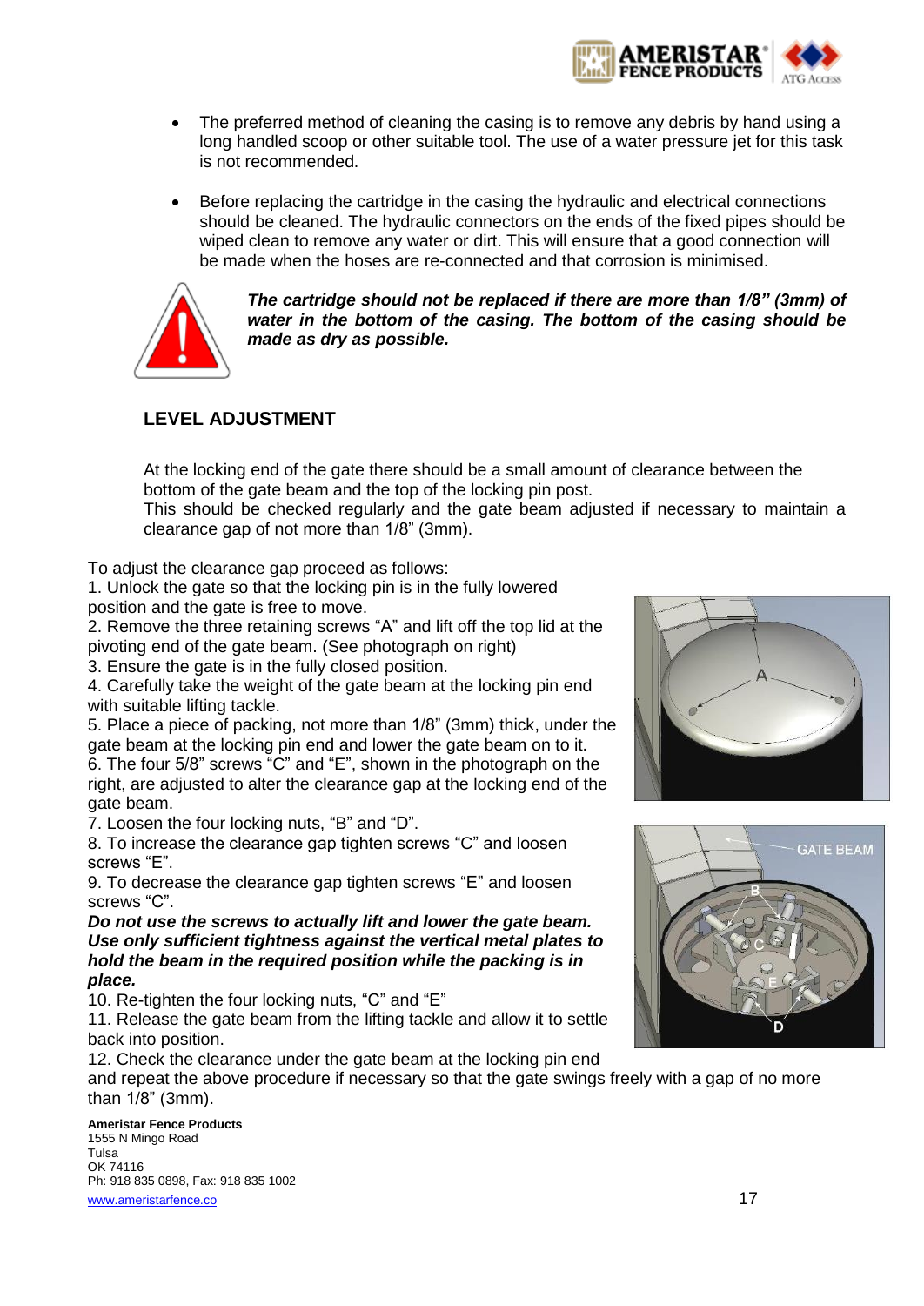- The preferred method of cleaning the casing is to remove any debris by hand using a long handled scoop or other suitable tool. The use of a water pressure jet for this task is not recommended.

- Before replacing the cartridge in the casing the hydraulic and electrical connections should be cleaned. The hydraulic connectors on the ends of the fixed pipes should be wiped clean to remove any water or dirt. This will ensure that a good connection will be made when the hoses are re-connected and that corrosion is minimised.

***The cartridge should not be replaced if there are more than 1/8" (3mm) of water in the bottom of the casing. The bottom of the casing should be made as dry as possible.***

## LEVEL ADJUSTMENT

At the locking end of the gate there should be a small amount of clearance between the bottom of the gate beam and the top of the locking pin post.
This should be checked regularly and the gate beam adjusted if necessary to maintain a clearance gap of not more than 1/8" (3mm).

To adjust the clearance gap proceed as follows:
1. Unlock the gate so that the locking pin is in the fully lowered position and the gate is free to move.
2. Remove the three retaining screws "A" and lift off the top lid at the pivoting end of the gate beam. (See photograph on right)
3. Ensure the gate is in the fully closed position.
4. Carefully take the weight of the gate beam at the locking pin end with suitable lifting tackle.
5. Place a piece of packing, not more than 1/8" (3mm) thick, under the gate beam at the locking pin end and lower the gate beam on to it.
6. The four 5/8" screws "C" and "E", shown in the photograph on the right, are adjusted to alter the clearance gap at the locking end of the gate beam.
7. Loosen the four locking nuts, "B" and "D".
8. To increase the clearance gap tighten screws "C" and loosen screws "E".
9. To decrease the clearance gap tighten screws "E" and loosen screws "C".
***Do not use the screws to actually lift and lower the gate beam. Use only sufficient tightness against the vertical metal plates to hold the beam in the required position while the packing is in place.***
10. Re-tighten the four locking nuts, "C" and "E"
11. Release the gate beam from the lifting tackle and allow it to settle back into position.
12. Check the clearance under the gate beam at the locking pin end and repeat the above procedure if necessary so that the gate swings freely with a gap of no more than 1/8" (3mm).

**Ameristar Fence Products**
1555 N Mingo Road
Tulsa
OK 74116
Ph: 918 835 0898, Fax: 918 835 1002
www.ameristarfence.co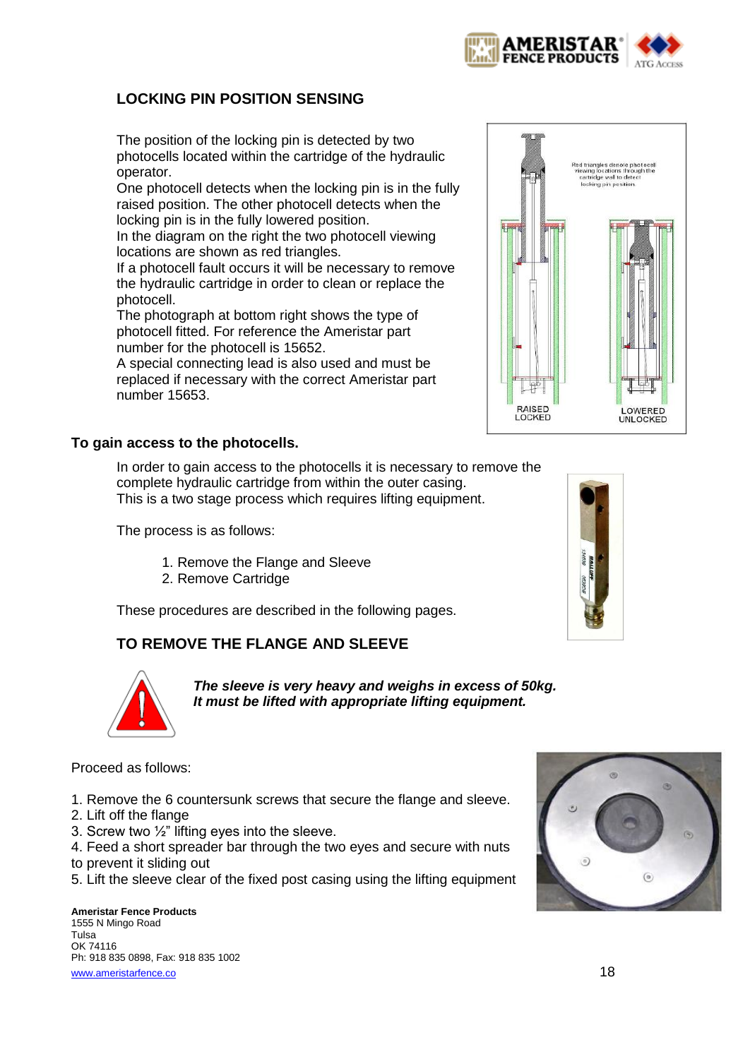## LOCKING PIN POSITION SENSING

The position of the locking pin is detected by two photocells located within the cartridge of the hydraulic operator.
One photocell detects when the locking pin is in the fully raised position. The other photocell detects when the locking pin is in the fully lowered position.
In the diagram on the right the two photocell viewing locations are shown as red triangles.
If a photocell fault occurs it will be necessary to remove the hydraulic cartridge in order to clean or replace the photocell.
The photograph at bottom right shows the type of photocell fitted. For reference the Ameristar part number for the photocell is 15652.
A special connecting lead is also used and must be replaced if necessary with the correct Ameristar part number 15653.

### To gain access to the photocells.

In order to gain access to the photocells it is necessary to remove the complete hydraulic cartridge from within the outer casing.
This is a two stage process which requires lifting equipment.

The process is as follows:

1. Remove the Flange and Sleeve
2. Remove Cartridge

These procedures are described in the following pages.

## TO REMOVE THE FLANGE AND SLEEVE

***The sleeve is very heavy and weighs in excess of 50kg. It must be lifted with appropriate lifting equipment.***

Proceed as follows:

1. Remove the 6 countersunk screws that secure the flange and sleeve.
2. Lift off the flange
3. Screw two ½" lifting eyes into the sleeve.
4. Feed a short spreader bar through the two eyes and secure with nuts to prevent it sliding out
5. Lift the sleeve clear of the fixed post casing using the lifting equipment

**Ameristar Fence Products**
1555 N Mingo Road
Tulsa
OK 74116
Ph: 918 835 0898, Fax: 918 835 1002
www.ameristarfence.co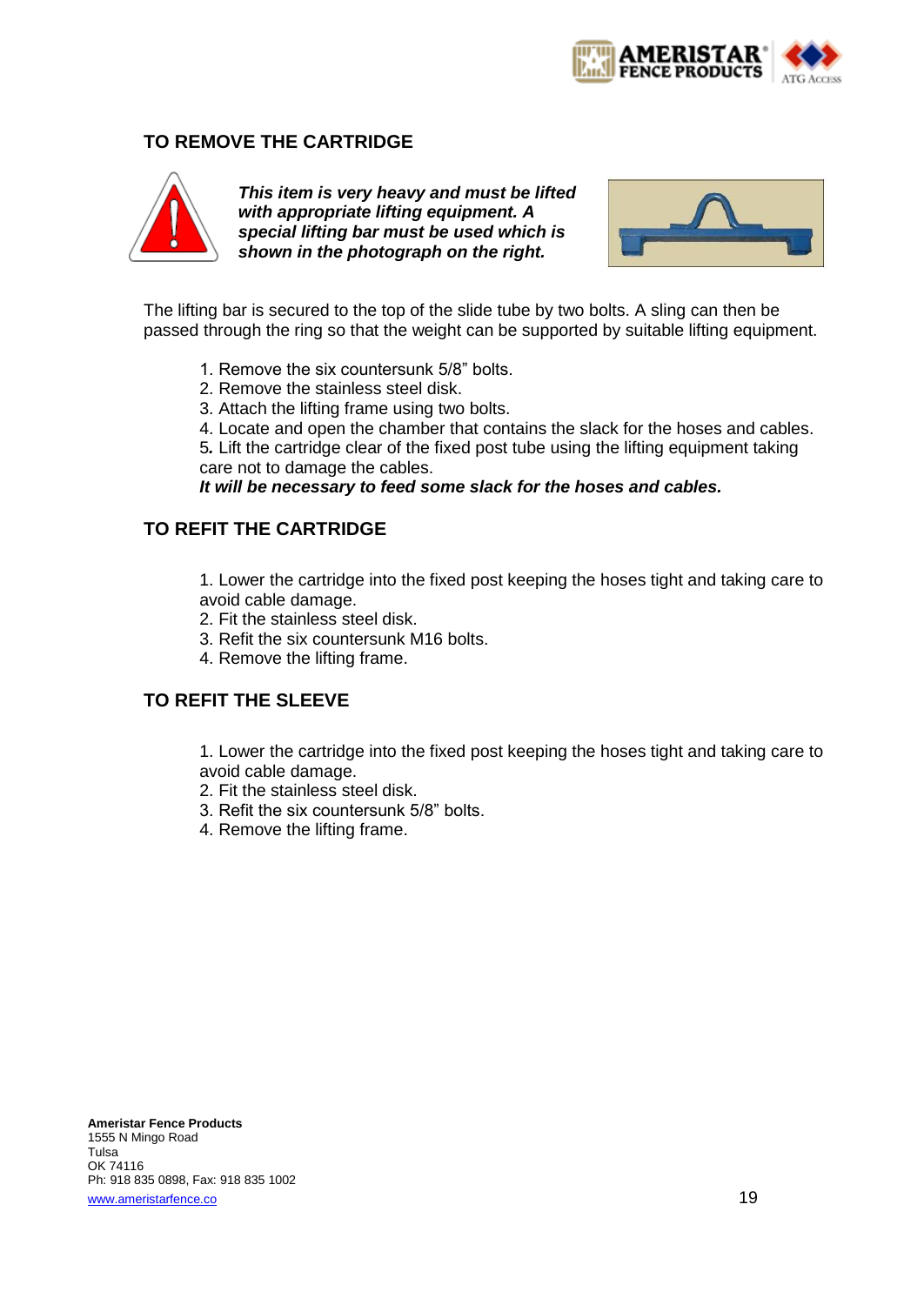## TO REMOVE THE CARTRIDGE

***This item is very heavy and must be lifted with appropriate lifting equipment. A special lifting bar must be used which is shown in the photograph on the right.***

The lifting bar is secured to the top of the slide tube by two bolts. A sling can then be passed through the ring so that the weight can be supported by suitable lifting equipment.

1. Remove the six countersunk 5/8" bolts.
2. Remove the stainless steel disk.
3. Attach the lifting frame using two bolts.
4. Locate and open the chamber that contains the slack for the hoses and cables.
5. Lift the cartridge clear of the fixed post tube using the lifting equipment taking care not to damage the cables.

***It will be necessary to feed some slack for the hoses and cables.***

## TO REFIT THE CARTRIDGE

1. Lower the cartridge into the fixed post keeping the hoses tight and taking care to avoid cable damage.
2. Fit the stainless steel disk.
3. Refit the six countersunk M16 bolts.
4. Remove the lifting frame.

## TO REFIT THE SLEEVE

1. Lower the cartridge into the fixed post keeping the hoses tight and taking care to avoid cable damage.
2. Fit the stainless steel disk.
3. Refit the six countersunk 5/8" bolts.
4. Remove the lifting frame.

**Ameristar Fence Products**
1555 N Mingo Road
Tulsa
OK 74116
Ph: 918 835 0898, Fax: 918 835 1002
www.ameristarfence.co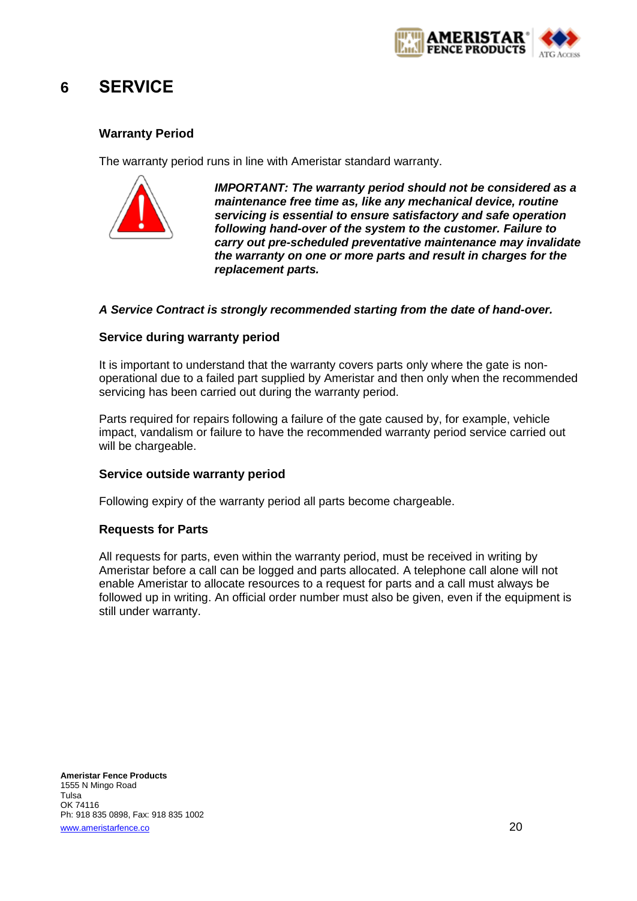# 6 SERVICE

### Warranty Period

The warranty period runs in line with Ameristar standard warranty.

***IMPORTANT: The warranty period should not be considered as a maintenance free time as, like any mechanical device, routine servicing is essential to ensure satisfactory and safe operation following hand-over of the system to the customer. Failure to carry out pre-scheduled preventative maintenance may invalidate the warranty on one or more parts and result in charges for the replacement parts.***

***A Service Contract is strongly recommended starting from the date of hand-over.***

### Service during warranty period

It is important to understand that the warranty covers parts only where the gate is non-operational due to a failed part supplied by Ameristar and then only when the recommended servicing has been carried out during the warranty period.

Parts required for repairs following a failure of the gate caused by, for example, vehicle impact, vandalism or failure to have the recommended warranty period service carried out will be chargeable.

### Service outside warranty period

Following expiry of the warranty period all parts become chargeable.

### Requests for Parts

All requests for parts, even within the warranty period, must be received in writing by Ameristar before a call can be logged and parts allocated. A telephone call alone will not enable Ameristar to allocate resources to a request for parts and a call must always be followed up in writing. An official order number must also be given, even if the equipment is still under warranty.